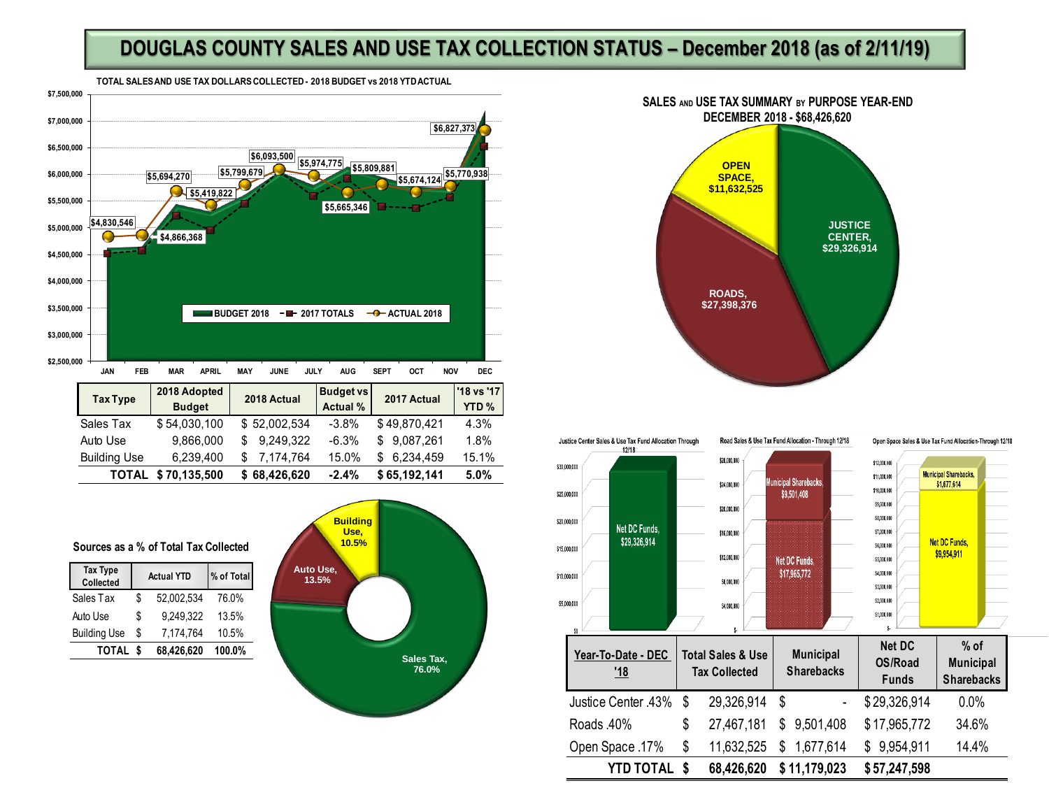# DOUGLAS COUNTY SALES AND USE TAX COLLECTION STATUS – December 2018 (as of 2/11/19)

### TOTAL SALES AND USE TAX DOLLARS COLLECTED - 2018 BUDGET vs 2018 YTD ACTUAL

| Month | ACTUAL 2018 |
|---|---|
| JAN | $4,830,546 |
| FEB | $4,866,368 |
| MAR | $5,694,270 |
| APRIL | $5,419,822 |
| MAY | $5,799,679 |
| JUNE | $6,093,500 |
| JULY | $5,974,775 |
| AUG | $5,665,346 |
| SEPT | $5,809,881 |
| OCT | $5,674,124 |
| NOV | $5,770,938 |
| DEC | $6,827,373 |

Legend: BUDGET 2018, 2017 TOTALS, ACTUAL 2018

| Tax Type | 2018 Adopted Budget | 2018 Actual | Budget vs Actual % | 2017 Actual | '18 vs '17 YTD % |
|---|---|---|---|---|---|
| Sales Tax | $ 54,030,100 | $ 52,002,534 | -3.8% | $ 49,870,421 | 4.3% |
| Auto Use | 9,866,000 | $ 9,249,322 | -6.3% | $ 9,087,261 | 1.8% |
| Building Use | 6,239,400 | $ 7,174,764 | 15.0% | $ 6,234,459 | 15.1% |
| **TOTAL** | **$ 70,135,500** | **$ 68,426,620** | **-2.4%** | **$ 65,192,141** | **5.0%** |

### SALES AND USE TAX SUMMARY BY PURPOSE YEAR-END DECEMBER 2018 - $68,426,620

- JUSTICE CENTER, $29,326,914
- ROADS, $27,398,376
- OPEN SPACE, $11,632,525

### Sources as a % of Total Tax Collected

| Tax Type Collected | Actual YTD | % of Total |
|---|---|---|
| Sales Tax | $ 52,002,534 | 76.0% |
| Auto Use | $ 9,249,322 | 13.5% |
| Building Use | $ 7,174,764 | 10.5% |
| **TOTAL** | **$ 68,426,620** | **100.0%** |

Sales Tax, 76.0%; Auto Use, 13.5%; Building Use, 10.5%

**Justice Center Sales & Use Tax Fund Allocation Through 12/18**: Net DC Funds, $29,326,914

**Road Sales & Use Tax Fund Allocation - Through 12/18**: Municipal Sharebacks, $9,501,408; Net DC Funds, $17,965,772

**Open Space Sales & Use Tax Fund Allocation-Through 12/18**: Municipal Sharebacks, $1,677,614; Net DC Funds, $9,954,911

| Year-To-Date - DEC '18 | Total Sales & Use Tax Collected | Municipal Sharebacks | Net DC OS/Road Funds | % of Municipal Sharebacks |
|---|---|---|---|---|
| Justice Center .43% | $ 29,326,914 | $ - | $ 29,326,914 | 0.0% |
| Roads .40% | $ 27,467,181 | $ 9,501,408 | $ 17,965,772 | 34.6% |
| Open Space .17% | $ 11,632,525 | $ 1,677,614 | $ 9,954,911 | 14.4% |
| **YTD TOTAL** | **$ 68,426,620** | **$ 11,179,023** | **$ 57,247,598** | |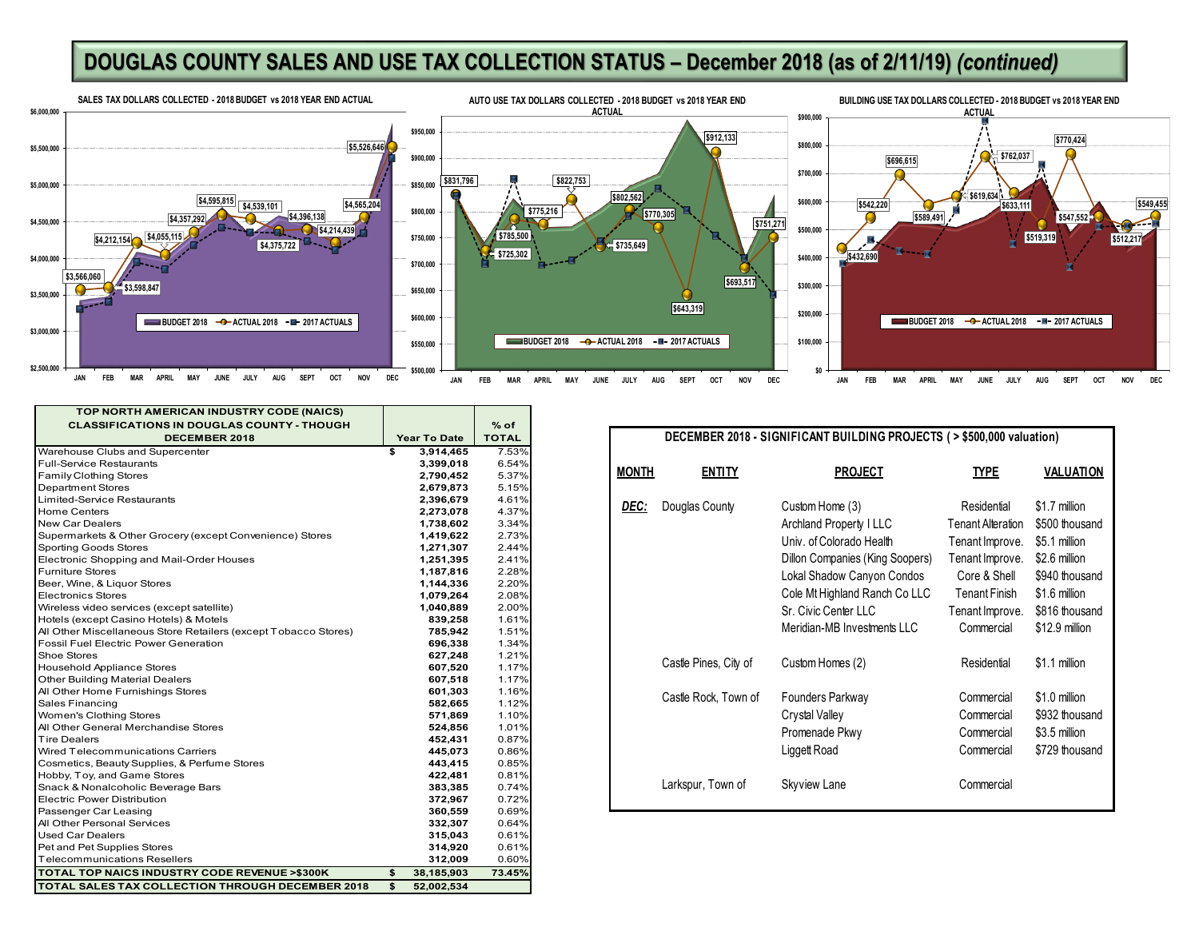# DOUGLAS COUNTY SALES AND USE TAX COLLECTION STATUS – December 2018 (as of 2/11/19) *(continued)*

SALES TAX DOLLARS COLLECTED - 2018 BUDGET vs 2018 YEAR END ACTUAL

$6,000,000
$5,500,000
$5,000,000
$4,500,000
$4,000,000
$3,500,000
$3,000,000
$2,500,000

$3,566,060
$3,598,847
$4,212,154
$4,055,115
$4,357,292
$4,595,815
$4,539,101
$4,375,722
$4,396,138
$4,214,439
$4,565,204
$5,526,646

BUDGET 2018 — ACTUAL 2018 — 2017 ACTUALS

JAN FEB MAR APRIL MAY JUNE JULY AUG SEPT OCT NOV DEC

AUTO USE TAX DOLLARS COLLECTED - 2018 BUDGET vs 2018 YEAR END ACTUAL

$950,000
$900,000
$850,000
$800,000
$750,000
$700,000
$650,000
$600,000
$550,000
$500,000

$831,796
$725,302
$785,500
$775,216
$822,753
$735,649
$802,562
$770,305
$643,319
$912,133
$693,517
$751,271

BUDGET 2018 — ACTUAL 2018 — 2017 ACTUALS

JAN FEB MAR APRIL MAY JUNE JULY AUG SEPT OCT NOV DEC

BUILDING USE TAX DOLLARS COLLECTED - 2018 BUDGET vs 2018 YEAR END ACTUAL

$900,000
$800,000
$700,000
$600,000
$500,000
$400,000
$300,000
$200,000
$100,000
$0

$432,690
$542,220
$696,615
$589,491
$619,634
$762,037
$633,111
$519,319
$770,424
$547,552
$512,217
$549,455

BUDGET 2018 — ACTUAL 2018 — 2017 ACTUALS

JAN FEB MAR APRIL MAY JUNE JULY AUG SEPT OCT NOV DEC

| TOP NORTH AMERICAN INDUSTRY CODE (NAICS) CLASSIFICATIONS IN DOUGLAS COUNTY - THOUGH DECEMBER 2018 | | Year To Date | % of TOTAL |
|---|---|---|---|
| Warehouse Clubs and Supercenter | $ | 3,914,465 | 7.53% |
| Full-Service Restaurants | | 3,399,018 | 6.54% |
| Family Clothing Stores | | 2,790,452 | 5.37% |
| Department Stores | | 2,679,873 | 5.15% |
| Limited-Service Restaurants | | 2,396,679 | 4.61% |
| Home Centers | | 2,273,078 | 4.37% |
| New Car Dealers | | 1,738,602 | 3.34% |
| Supermarkets & Other Grocery (except Convenience) Stores | | 1,419,622 | 2.73% |
| Sporting Goods Stores | | 1,271,307 | 2.44% |
| Electronic Shopping and Mail-Order Houses | | 1,251,395 | 2.41% |
| Furniture Stores | | 1,187,816 | 2.28% |
| Beer, Wine, & Liquor Stores | | 1,144,336 | 2.20% |
| Electronics Stores | | 1,079,264 | 2.08% |
| Wireless video services (except satellite) | | 1,040,889 | 2.00% |
| Hotels (except Casino Hotels) & Motels | | 839,258 | 1.61% |
| All Other Miscellaneous Store Retailers (except Tobacco Stores) | | 785,942 | 1.51% |
| Fossil Fuel Electric Power Generation | | 696,338 | 1.34% |
| Shoe Stores | | 627,248 | 1.21% |
| Household Appliance Stores | | 607,520 | 1.17% |
| Other Building Material Dealers | | 607,518 | 1.17% |
| All Other Home Furnishings Stores | | 601,303 | 1.16% |
| Sales Financing | | 582,665 | 1.12% |
| Women's Clothing Stores | | 571,869 | 1.10% |
| All Other General Merchandise Stores | | 524,856 | 1.01% |
| Tire Dealers | | 452,431 | 0.87% |
| Wired Telecommunications Carriers | | 445,073 | 0.86% |
| Cosmetics, Beauty Supplies, & Perfume Stores | | 443,415 | 0.85% |
| Hobby, Toy, and Game Stores | | 422,481 | 0.81% |
| Snack & Nonalcoholic Beverage Bars | | 383,385 | 0.74% |
| Electric Power Distribution | | 372,967 | 0.72% |
| Passenger Car Leasing | | 360,559 | 0.69% |
| All Other Personal Services | | 332,307 | 0.64% |
| Used Car Dealers | | 315,043 | 0.61% |
| Pet and Pet Supplies Stores | | 314,920 | 0.61% |
| Telecommunications Resellers | | 312,009 | 0.60% |
| **TOTAL TOP NAICS INDUSTRY CODE REVENUE >$300K** | **$** | **38,185,903** | **73.45%** |
| **TOTAL SALES TAX COLLECTION THROUGH DECEMBER 2018** | **$** | **52,002,534** | |

## DECEMBER 2018 - SIGNIFICANT BUILDING PROJECTS ( > $500,000 valuation)

| MONTH | ENTITY | PROJECT | TYPE | VALUATION |
|---|---|---|---|---|
| ***DEC:*** | Douglas County | Custom Home (3) | Residential | $1.7 million |
| | | Archland Property I LLC | Tenant Alteration | $500 thousand |
| | | Univ. of Colorado Health | Tenant Improve. | $5.1 million |
| | | Dillon Companies (King Soopers) | Tenant Improve. | $2.6 million |
| | | Lokal Shadow Canyon Condos | Core & Shell | $940 thousand |
| | | Cole Mt Highland Ranch Co LLC | Tenant Finish | $1.6 million |
| | | Sr. Civic Center LLC | Tenant Improve. | $816 thousand |
| | | Meridian-MB Investments LLC | Commercial | $12.9 million |
| | Castle Pines, City of | Custom Homes (2) | Residential | $1.1 million |
| | Castle Rock, Town of | Founders Parkway | Commercial | $1.0 million |
| | | Crystal Valley | Commercial | $932 thousand |
| | | Promenade Pkwy | Commercial | $3.5 million |
| | | Liggett Road | Commercial | $729 thousand |
| | Larkspur, Town of | Skyview Lane | Commercial | |